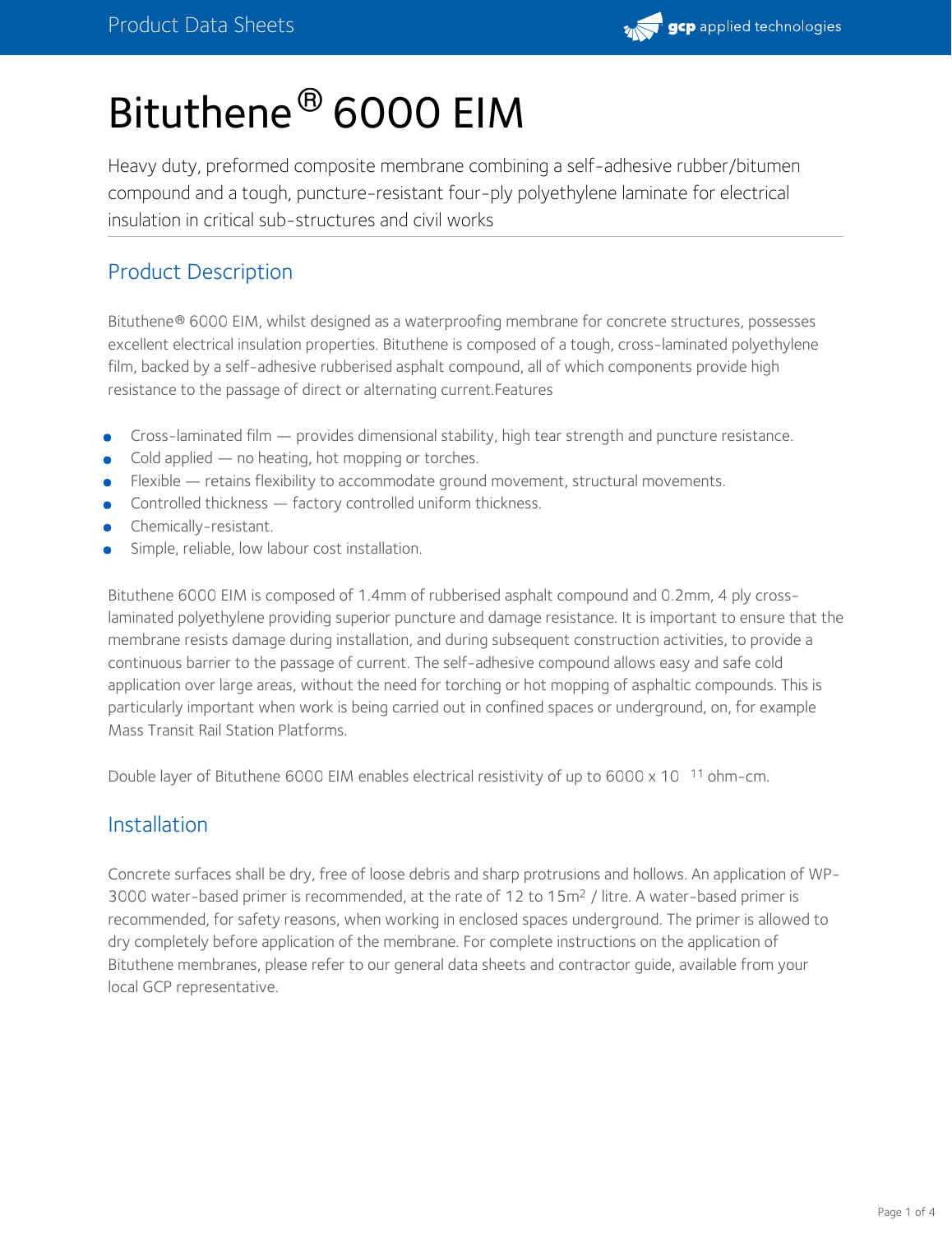# Bituthene® 6000 EIM

Heavy duty, preformed composite membrane combining a self-adhesive rubber/bitumen compound and a tough, puncture-resistant four-ply polyethylene laminate for electrical insulation in critical sub-structures and civil works

## Product Description

Bituthene® 6000 EIM, whilst designed as a waterproofing membrane for concrete structures, possesses excellent electrical insulation properties. Bituthene is composed of a tough, cross-laminated polyethylene film, backed by a self-adhesive rubberised asphalt compound, all of which components provide high resistance to the passage of direct or alternating current.Features

- Cross-laminated film — provides dimensional stability, high tear strength and puncture resistance.
- Cold applied — no heating, hot mopping or torches.
- Flexible — retains flexibility to accommodate ground movement, structural movements.
- Controlled thickness — factory controlled uniform thickness.
- Chemically-resistant.
- Simple, reliable, low labour cost installation.

Bituthene 6000 EIM is composed of 1.4mm of rubberised asphalt compound and 0.2mm, 4 ply cross-laminated polyethylene providing superior puncture and damage resistance. It is important to ensure that the membrane resists damage during installation, and during subsequent construction activities, to provide a continuous barrier to the passage of current. The self-adhesive compound allows easy and safe cold application over large areas, without the need for torching or hot mopping of asphaltic compounds. This is particularly important when work is being carried out in confined spaces or underground, on, for example Mass Transit Rail Station Platforms.

Double layer of Bituthene 6000 EIM enables electrical resistivity of up to 6000 x $10^{11}$ ohm-cm.

## Installation

Concrete surfaces shall be dry, free of loose debris and sharp protrusions and hollows. An application of WP-3000 water-based primer is recommended, at the rate of 12 to 15$m^2$ / litre. A water-based primer is recommended, for safety reasons, when working in enclosed spaces underground. The primer is allowed to dry completely before application of the membrane. For complete instructions on the application of Bituthene membranes, please refer to our general data sheets and contractor guide, available from your local GCP representative.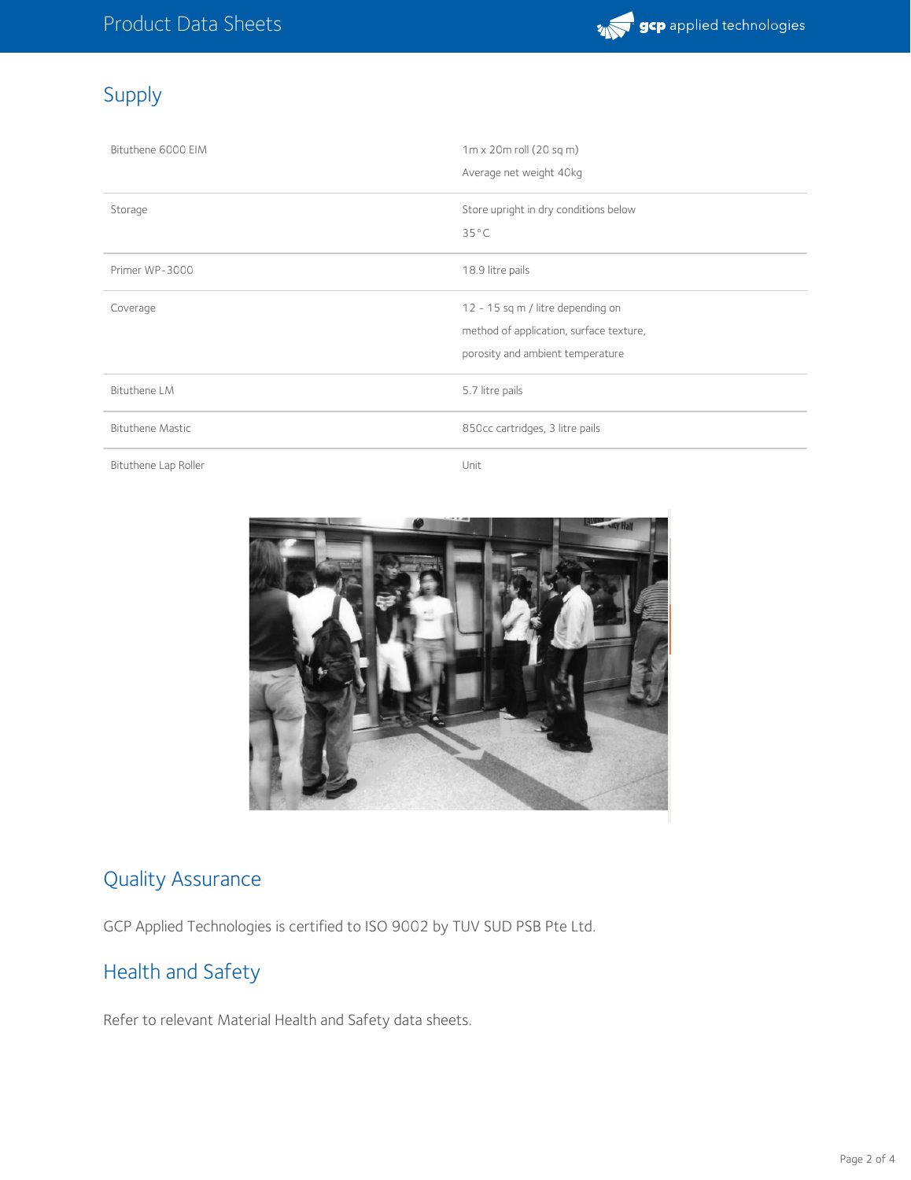## Supply

| | |
|---|---|
| Bituthene 6000 EIM | 1m x 20m roll (20 sq m)<br>Average net weight 40kg |
| Storage | Store upright in dry conditions below 35°C |
| Primer WP-3000 | 18.9 litre pails |
| Coverage | 12 - 15 sq m / litre depending on method of application, surface texture, porosity and ambient temperature |
| Bituthene LM | 5.7 litre pails |
| Bituthene Mastic | 850cc cartridges, 3 litre pails |
| Bituthene Lap Roller | Unit |

## Quality Assurance

GCP Applied Technologies is certified to ISO 9002 by TUV SUD PSB Pte Ltd.

## Health and Safety

Refer to relevant Material Health and Safety data sheets.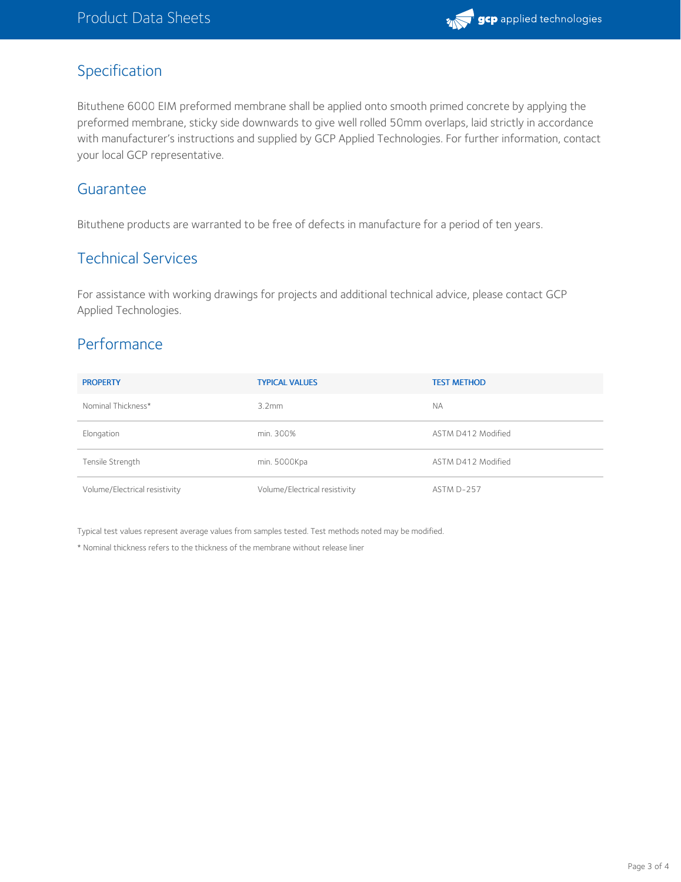## Specification

Bituthene 6000 EIM preformed membrane shall be applied onto smooth primed concrete by applying the preformed membrane, sticky side downwards to give well rolled 50mm overlaps, laid strictly in accordance with manufacturer's instructions and supplied by GCP Applied Technologies. For further information, contact your local GCP representative.

## Guarantee

Bituthene products are warranted to be free of defects in manufacture for a period of ten years.

## Technical Services

For assistance with working drawings for projects and additional technical advice, please contact GCP Applied Technologies.

## Performance

| PROPERTY | TYPICAL VALUES | TEST METHOD |
|---|---|---|
| Nominal Thickness* | 3.2mm | NA |
| Elongation | min. 300% | ASTM D412 Modified |
| Tensile Strength | min. 5000Kpa | ASTM D412 Modified |
| Volume/Electrical resistivity | Volume/Electrical resistivity | ASTM D-257 |

Typical test values represent average values from samples tested. Test methods noted may be modified.

* Nominal thickness refers to the thickness of the membrane without release liner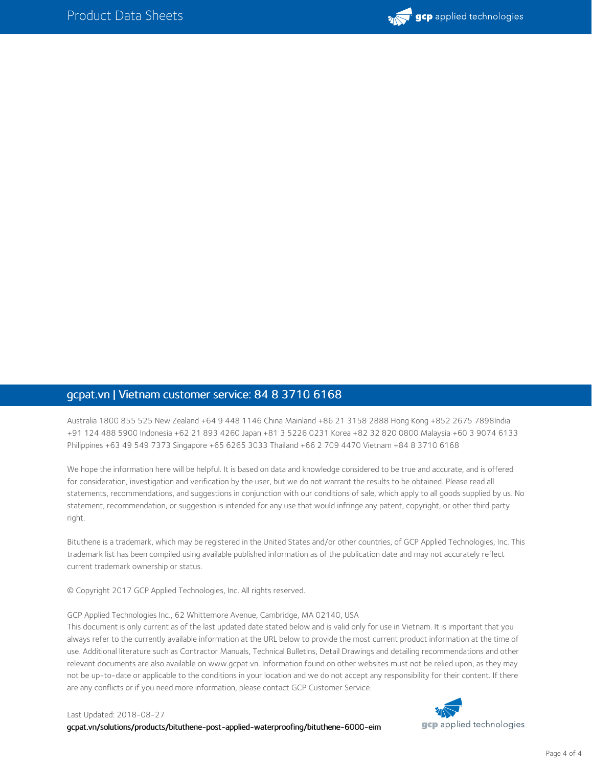## gcpat.vn | Vietnam customer service: 84 8 3710 6168

Australia 1800 855 525 New Zealand +64 9 448 1146 China Mainland +86 21 3158 2888 Hong Kong +852 2675 7898India +91 124 488 5900 Indonesia +62 21 893 4260 Japan +81 3 5226 0231 Korea +82 32 820 0800 Malaysia +60 3 9074 6133 Philippines +63 49 549 7373 Singapore +65 6265 3033 Thailand +66 2 709 4470 Vietnam +84 8 3710 6168

We hope the information here will be helpful. It is based on data and knowledge considered to be true and accurate, and is offered for consideration, investigation and verification by the user, but we do not warrant the results to be obtained. Please read all statements, recommendations, and suggestions in conjunction with our conditions of sale, which apply to all goods supplied by us. No statement, recommendation, or suggestion is intended for any use that would infringe any patent, copyright, or other third party right.

Bituthene is a trademark, which may be registered in the United States and/or other countries, of GCP Applied Technologies, Inc. This trademark list has been compiled using available published information as of the publication date and may not accurately reflect current trademark ownership or status.

© Copyright 2017 GCP Applied Technologies, Inc. All rights reserved.

GCP Applied Technologies Inc., 62 Whittemore Avenue, Cambridge, MA 02140, USA
This document is only current as of the last updated date stated below and is valid only for use in Vietnam. It is important that you always refer to the currently available information at the URL below to provide the most current product information at the time of use. Additional literature such as Contractor Manuals, Technical Bulletins, Detail Drawings and detailing recommendations and other relevant documents are also available on www.gcpat.vn. Information found on other websites must not be relied upon, as they may not be up-to-date or applicable to the conditions in your location and we do not accept any responsibility for their content. If there are any conflicts or if you need more information, please contact GCP Customer Service.

Last Updated: 2018-08-27
gcpat.vn/solutions/products/bituthene-post-applied-waterproofing/bituthene-6000-eim